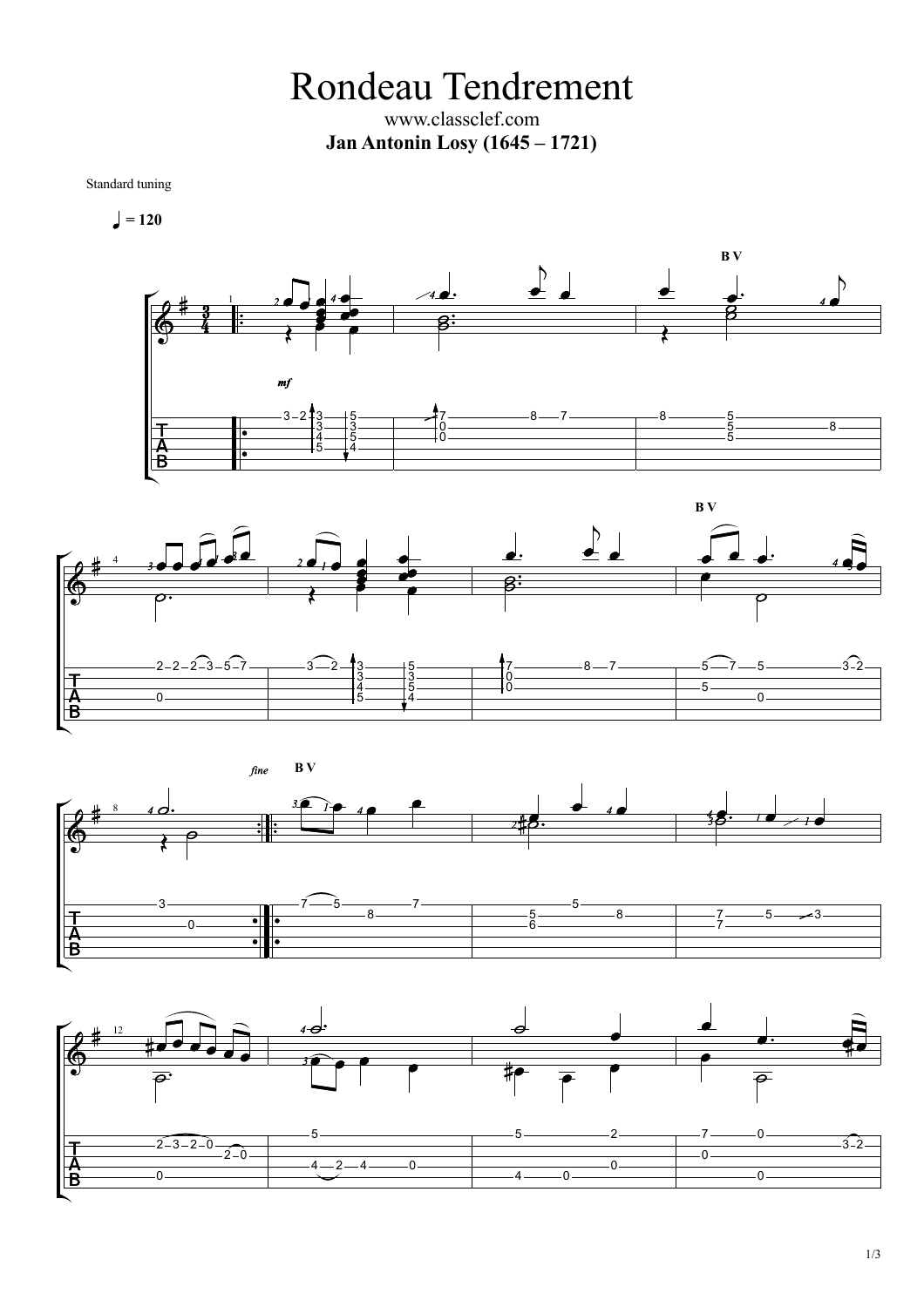# Rondeau Tendrement

www.classclef.com

**Jan Antonin Losy (1645 – 1721)**

Standard tuning

♩ = 120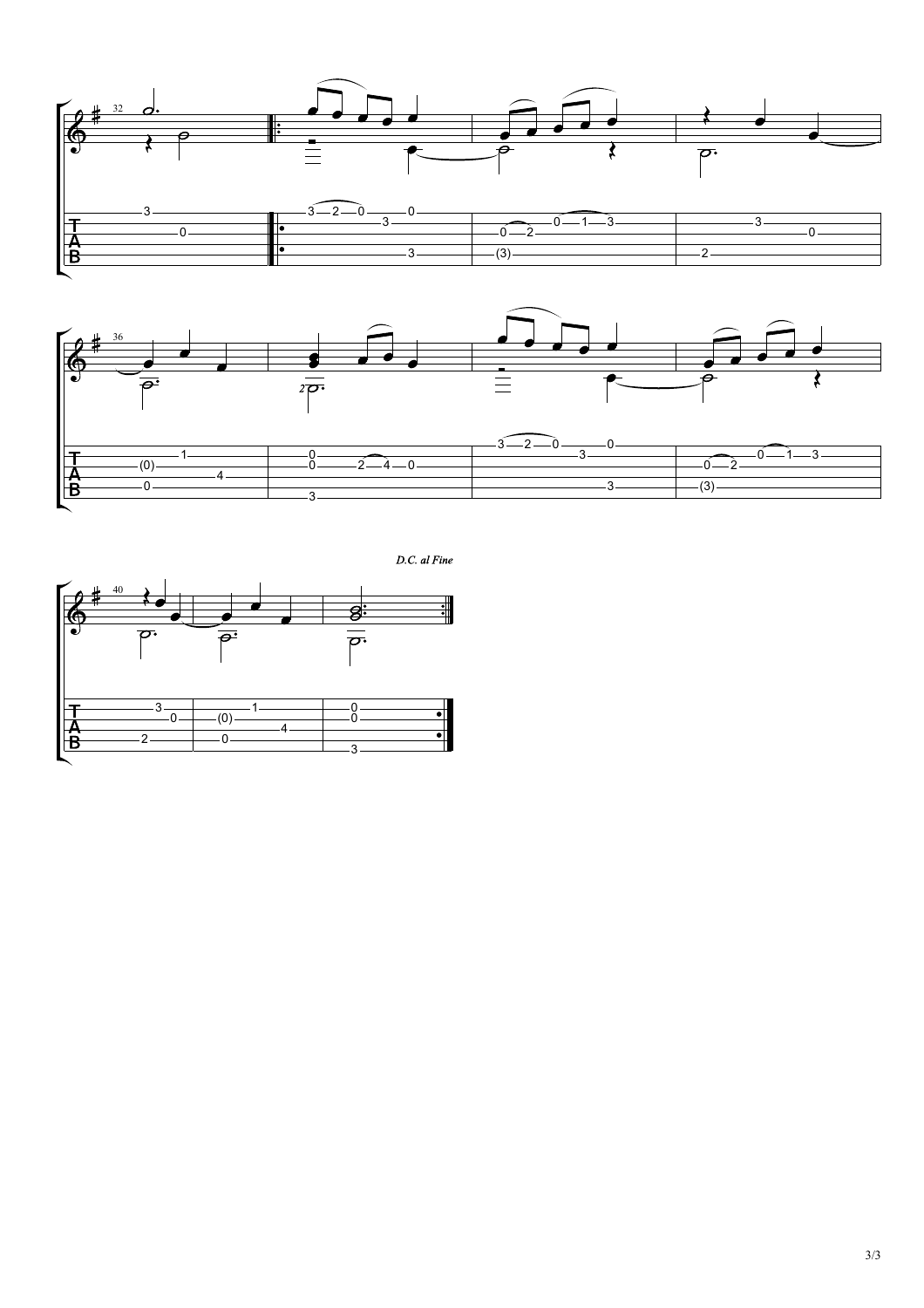*D.C. al Fine*